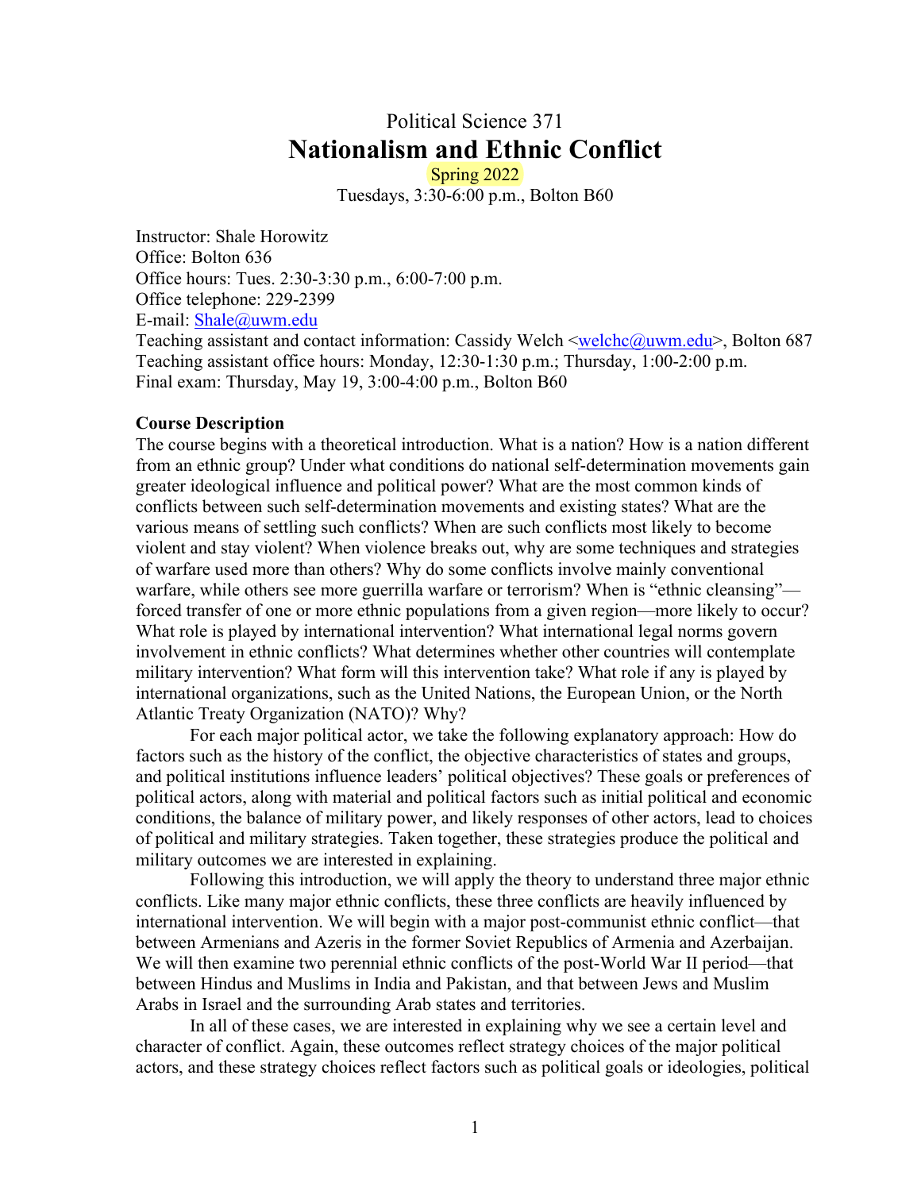Political Science 371

# Nationalism and Ethnic Conflict

Spring 2022

Tuesdays, 3:30-6:00 p.m., Bolton B60

Instructor: Shale Horowitz
Office: Bolton 636
Office hours: Tues. 2:30-3:30 p.m., 6:00-7:00 p.m.
Office telephone: 229-2399
E-mail: Shale@uwm.edu
Teaching assistant and contact information: Cassidy Welch <welchc@uwm.edu>, Bolton 687
Teaching assistant office hours: Monday, 12:30-1:30 p.m.; Thursday, 1:00-2:00 p.m.
Final exam: Thursday, May 19, 3:00-4:00 p.m., Bolton B60

**Course Description**

The course begins with a theoretical introduction. What is a nation? How is a nation different from an ethnic group? Under what conditions do national self-determination movements gain greater ideological influence and political power? What are the most common kinds of conflicts between such self-determination movements and existing states? What are the various means of settling such conflicts? When are such conflicts most likely to become violent and stay violent? When violence breaks out, why are some techniques and strategies of warfare used more than others? Why do some conflicts involve mainly conventional warfare, while others see more guerrilla warfare or terrorism? When is "ethnic cleansing"—forced transfer of one or more ethnic populations from a given region—more likely to occur? What role is played by international intervention? What international legal norms govern involvement in ethnic conflicts? What determines whether other countries will contemplate military intervention? What form will this intervention take? What role if any is played by international organizations, such as the United Nations, the European Union, or the North Atlantic Treaty Organization (NATO)? Why?

For each major political actor, we take the following explanatory approach: How do factors such as the history of the conflict, the objective characteristics of states and groups, and political institutions influence leaders' political objectives? These goals or preferences of political actors, along with material and political factors such as initial political and economic conditions, the balance of military power, and likely responses of other actors, lead to choices of political and military strategies. Taken together, these strategies produce the political and military outcomes we are interested in explaining.

Following this introduction, we will apply the theory to understand three major ethnic conflicts. Like many major ethnic conflicts, these three conflicts are heavily influenced by international intervention. We will begin with a major post-communist ethnic conflict—that between Armenians and Azeris in the former Soviet Republics of Armenia and Azerbaijan. We will then examine two perennial ethnic conflicts of the post-World War II period—that between Hindus and Muslims in India and Pakistan, and that between Jews and Muslim Arabs in Israel and the surrounding Arab states and territories.

In all of these cases, we are interested in explaining why we see a certain level and character of conflict. Again, these outcomes reflect strategy choices of the major political actors, and these strategy choices reflect factors such as political goals or ideologies, political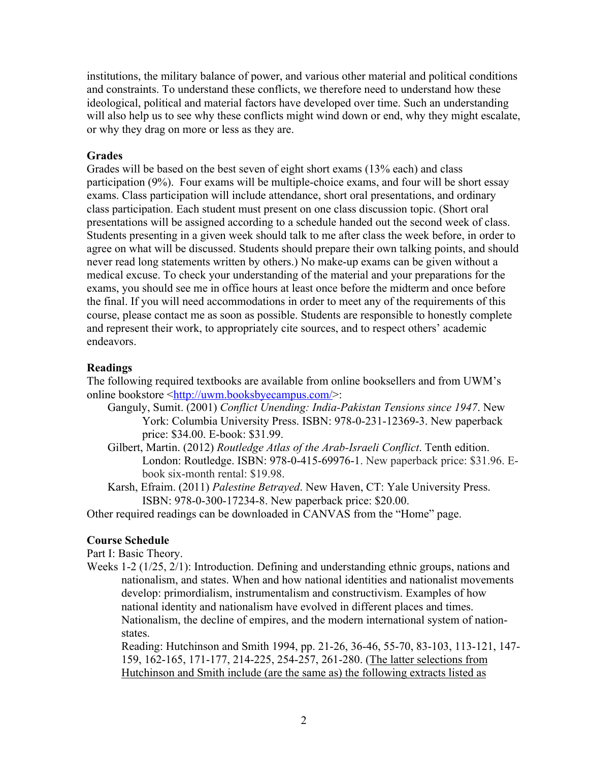institutions, the military balance of power, and various other material and political conditions and constraints. To understand these conflicts, we therefore need to understand how these ideological, political and material factors have developed over time. Such an understanding will also help us to see why these conflicts might wind down or end, why they might escalate, or why they drag on more or less as they are.

**Grades**

Grades will be based on the best seven of eight short exams (13% each) and class participation (9%). Four exams will be multiple-choice exams, and four will be short essay exams. Class participation will include attendance, short oral presentations, and ordinary class participation. Each student must present on one class discussion topic. (Short oral presentations will be assigned according to a schedule handed out the second week of class. Students presenting in a given week should talk to me after class the week before, in order to agree on what will be discussed. Students should prepare their own talking points, and should never read long statements written by others.) No make-up exams can be given without a medical excuse. To check your understanding of the material and your preparations for the exams, you should see me in office hours at least once before the midterm and once before the final. If you will need accommodations in order to meet any of the requirements of this course, please contact me as soon as possible. Students are responsible to honestly complete and represent their work, to appropriately cite sources, and to respect others' academic endeavors.

**Readings**

The following required textbooks are available from online booksellers and from UWM's online bookstore <http://uwm.booksbyecampus.com/>:

- Ganguly, Sumit. (2001) *Conflict Unending: India-Pakistan Tensions since 1947*. New York: Columbia University Press. ISBN: 978-0-231-12369-3. New paperback price: $34.00. E-book: $31.99.
- Gilbert, Martin. (2012) *Routledge Atlas of the Arab-Israeli Conflict*. Tenth edition. London: Routledge. ISBN: 978-0-415-69976-1. New paperback price: $31.96. E-book six-month rental: $19.98.
- Karsh, Efraim. (2011) *Palestine Betrayed*. New Haven, CT: Yale University Press. ISBN: 978-0-300-17234-8. New paperback price: $20.00.

Other required readings can be downloaded in CANVAS from the "Home" page.

**Course Schedule**

Part I: Basic Theory.

Weeks 1-2 (1/25, 2/1): Introduction. Defining and understanding ethnic groups, nations and nationalism, and states. When and how national identities and nationalist movements develop: primordialism, instrumentalism and constructivism. Examples of how national identity and nationalism have evolved in different places and times. Nationalism, the decline of empires, and the modern international system of nation-states.

Reading: Hutchinson and Smith 1994, pp. 21-26, 36-46, 55-70, 83-103, 113-121, 147-159, 162-165, 171-177, 214-225, 254-257, 261-280. (The latter selections from Hutchinson and Smith include (are the same as) the following extracts listed as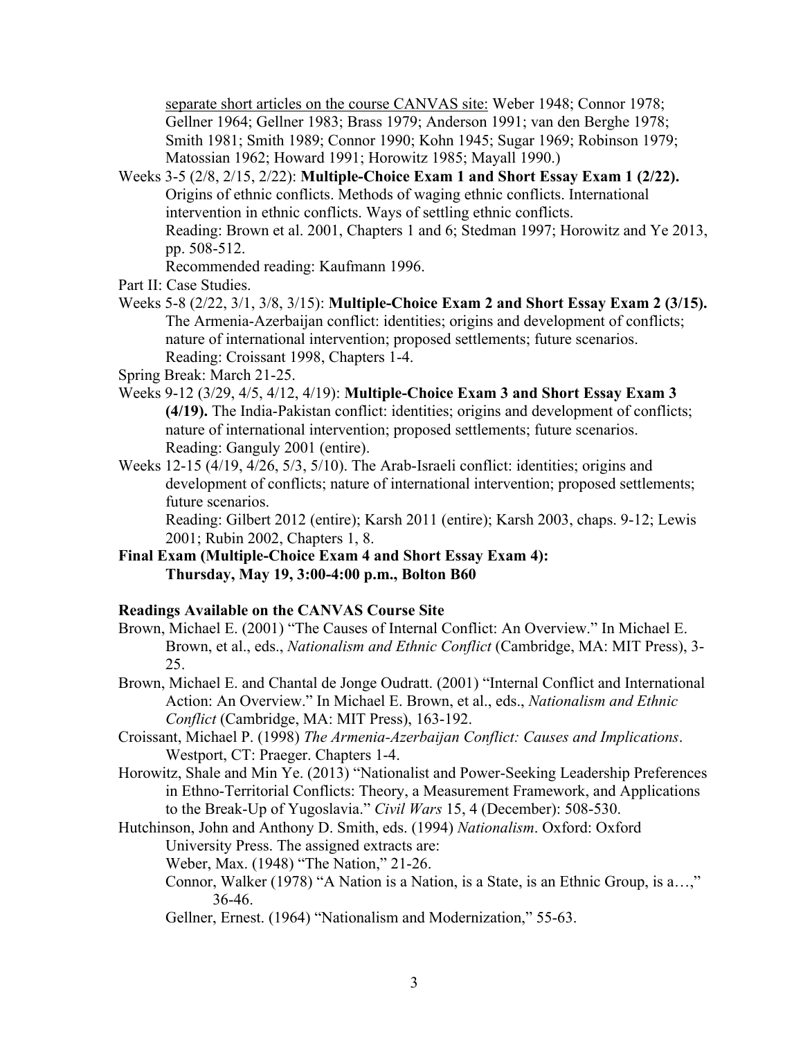separate short articles on the course CANVAS site: Weber 1948; Connor 1978; Gellner 1964; Gellner 1983; Brass 1979; Anderson 1991; van den Berghe 1978; Smith 1981; Smith 1989; Connor 1990; Kohn 1945; Sugar 1969; Robinson 1979; Matossian 1962; Howard 1991; Horowitz 1985; Mayall 1990.)

Weeks 3-5 (2/8, 2/15, 2/22): **Multiple-Choice Exam 1 and Short Essay Exam 1 (2/22).** Origins of ethnic conflicts. Methods of waging ethnic conflicts. International intervention in ethnic conflicts. Ways of settling ethnic conflicts.
Reading: Brown et al. 2001, Chapters 1 and 6; Stedman 1997; Horowitz and Ye 2013, pp. 508-512.
Recommended reading: Kaufmann 1996.

Part II: Case Studies.

Weeks 5-8 (2/22, 3/1, 3/8, 3/15): **Multiple-Choice Exam 2 and Short Essay Exam 2 (3/15).** The Armenia-Azerbaijan conflict: identities; origins and development of conflicts; nature of international intervention; proposed settlements; future scenarios.
Reading: Croissant 1998, Chapters 1-4.

Spring Break: March 21-25.

Weeks 9-12 (3/29, 4/5, 4/12, 4/19): **Multiple-Choice Exam 3 and Short Essay Exam 3 (4/19).** The India-Pakistan conflict: identities; origins and development of conflicts; nature of international intervention; proposed settlements; future scenarios.
Reading: Ganguly 2001 (entire).

Weeks 12-15 (4/19, 4/26, 5/3, 5/10). The Arab-Israeli conflict: identities; origins and development of conflicts; nature of international intervention; proposed settlements; future scenarios.
Reading: Gilbert 2012 (entire); Karsh 2011 (entire); Karsh 2003, chaps. 9-12; Lewis 2001; Rubin 2002, Chapters 1, 8.

**Final Exam (Multiple-Choice Exam 4 and Short Essay Exam 4): Thursday, May 19, 3:00-4:00 p.m., Bolton B60**

**Readings Available on the CANVAS Course Site**

Brown, Michael E. (2001) "The Causes of Internal Conflict: An Overview." In Michael E. Brown, et al., eds., *Nationalism and Ethnic Conflict* (Cambridge, MA: MIT Press), 3-25.

Brown, Michael E. and Chantal de Jonge Oudratt. (2001) "Internal Conflict and International Action: An Overview." In Michael E. Brown, et al., eds., *Nationalism and Ethnic Conflict* (Cambridge, MA: MIT Press), 163-192.

Croissant, Michael P. (1998) *The Armenia-Azerbaijan Conflict: Causes and Implications*. Westport, CT: Praeger. Chapters 1-4.

Horowitz, Shale and Min Ye. (2013) "Nationalist and Power-Seeking Leadership Preferences in Ethno-Territorial Conflicts: Theory, a Measurement Framework, and Applications to the Break-Up of Yugoslavia." *Civil Wars* 15, 4 (December): 508-530.

Hutchinson, John and Anthony D. Smith, eds. (1994) *Nationalism*. Oxford: Oxford University Press. The assigned extracts are:

Weber, Max. (1948) "The Nation," 21-26.

Connor, Walker (1978) "A Nation is a Nation, is a State, is an Ethnic Group, is a…," 36-46.

Gellner, Ernest. (1964) "Nationalism and Modernization," 55-63.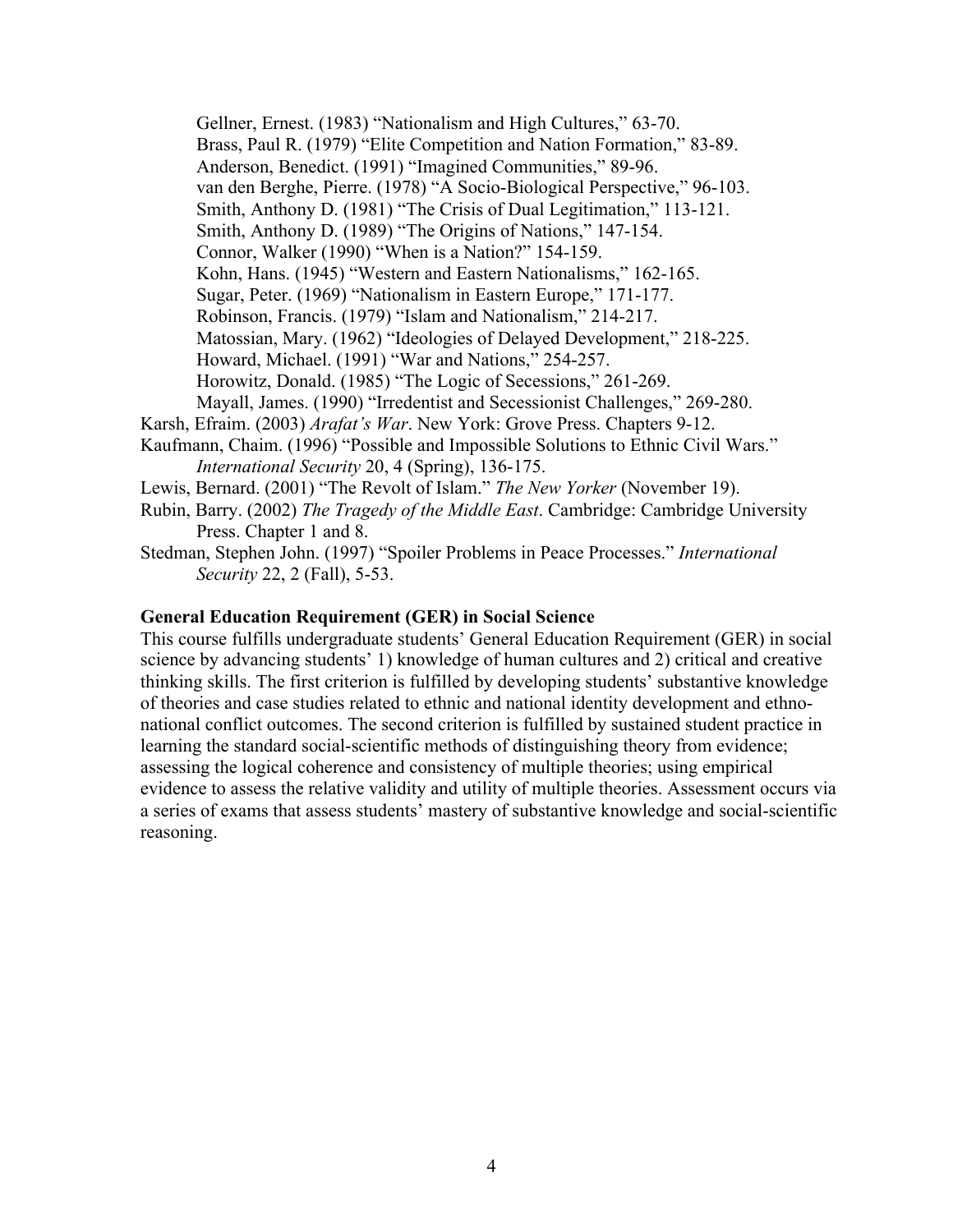Gellner, Ernest. (1983) "Nationalism and High Cultures," 63-70.
Brass, Paul R. (1979) "Elite Competition and Nation Formation," 83-89.
Anderson, Benedict. (1991) "Imagined Communities," 89-96.
van den Berghe, Pierre. (1978) "A Socio-Biological Perspective," 96-103.
Smith, Anthony D. (1981) "The Crisis of Dual Legitimation," 113-121.
Smith, Anthony D. (1989) "The Origins of Nations," 147-154.
Connor, Walker (1990) "When is a Nation?" 154-159.
Kohn, Hans. (1945) "Western and Eastern Nationalisms," 162-165.
Sugar, Peter. (1969) "Nationalism in Eastern Europe," 171-177.
Robinson, Francis. (1979) "Islam and Nationalism," 214-217.
Matossian, Mary. (1962) "Ideologies of Delayed Development," 218-225.
Howard, Michael. (1991) "War and Nations," 254-257.
Horowitz, Donald. (1985) "The Logic of Secessions," 261-269.
Mayall, James. (1990) "Irredentist and Secessionist Challenges," 269-280.

Karsh, Efraim. (2003) *Arafat's War*. New York: Grove Press. Chapters 9-12.

Kaufmann, Chaim. (1996) "Possible and Impossible Solutions to Ethnic Civil Wars." *International Security* 20, 4 (Spring), 136-175.

Lewis, Bernard. (2001) "The Revolt of Islam." *The New Yorker* (November 19).

Rubin, Barry. (2002) *The Tragedy of the Middle East*. Cambridge: Cambridge University Press. Chapter 1 and 8.

Stedman, Stephen John. (1997) "Spoiler Problems in Peace Processes." *International Security* 22, 2 (Fall), 5-53.

**General Education Requirement (GER) in Social Science**

This course fulfills undergraduate students' General Education Requirement (GER) in social science by advancing students' 1) knowledge of human cultures and 2) critical and creative thinking skills. The first criterion is fulfilled by developing students' substantive knowledge of theories and case studies related to ethnic and national identity development and ethno-national conflict outcomes. The second criterion is fulfilled by sustained student practice in learning the standard social-scientific methods of distinguishing theory from evidence; assessing the logical coherence and consistency of multiple theories; using empirical evidence to assess the relative validity and utility of multiple theories. Assessment occurs via a series of exams that assess students' mastery of substantive knowledge and social-scientific reasoning.